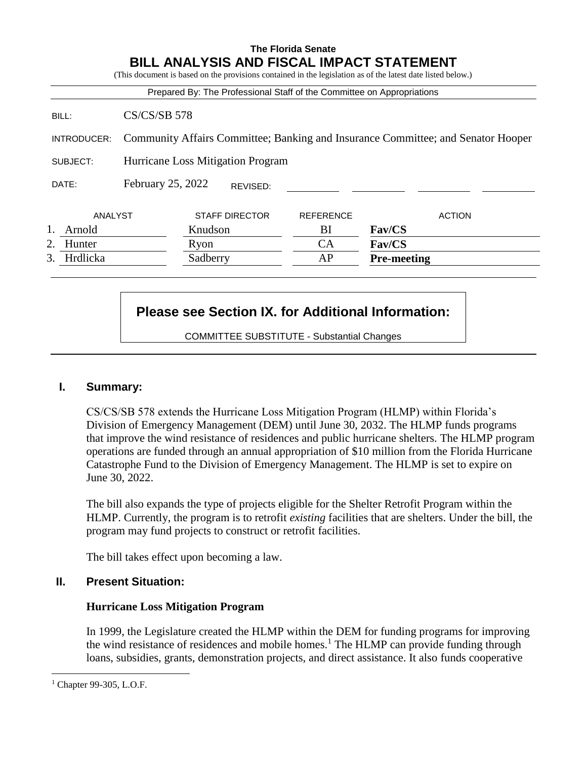**The Florida Senate**

# BILL ANALYSIS AND FISCAL IMPACT STATEMENT

(This document is based on the provisions contained in the legislation as of the latest date listed below.)

Prepared By: The Professional Staff of the Committee on Appropriations

| | |
|---|---|
| BILL: | CS/CS/SB 578 |
| INTRODUCER: | Community Affairs Committee; Banking and Insurance Committee; and Senator Hooper |
| SUBJECT: | Hurricane Loss Mitigation Program |
| DATE: | February 25, 2022 REVISED: |

| | ANALYST | STAFF DIRECTOR | REFERENCE | ACTION |
|---|---|---|---|---|
| 1. | Arnold | Knudson | BI | **Fav/CS** |
| 2. | Hunter | Ryon | CA | **Fav/CS** |
| 3. | Hrdlicka | Sadberry | AP | **Pre-meeting** |

**Please see Section IX. for Additional Information:**

COMMITTEE SUBSTITUTE - Substantial Changes

## I. Summary:

CS/CS/SB 578 extends the Hurricane Loss Mitigation Program (HLMP) within Florida's Division of Emergency Management (DEM) until June 30, 2032. The HLMP funds programs that improve the wind resistance of residences and public hurricane shelters. The HLMP program operations are funded through an annual appropriation of $10 million from the Florida Hurricane Catastrophe Fund to the Division of Emergency Management. The HLMP is set to expire on June 30, 2022.

The bill also expands the type of projects eligible for the Shelter Retrofit Program within the HLMP. Currently, the program is to retrofit *existing* facilities that are shelters. Under the bill, the program may fund projects to construct or retrofit facilities.

The bill takes effect upon becoming a law.

## II. Present Situation:

### Hurricane Loss Mitigation Program

In 1999, the Legislature created the HLMP within the DEM for funding programs for improving the wind resistance of residences and mobile homes.[1] The HLMP can provide funding through loans, subsidies, grants, demonstration projects, and direct assistance. It also funds cooperative

[1] Chapter 99-305, L.O.F.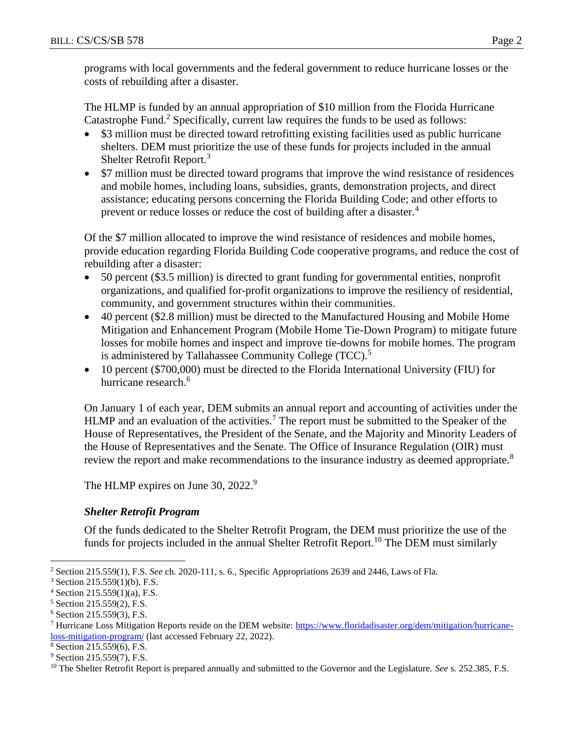programs with local governments and the federal government to reduce hurricane losses or the costs of rebuilding after a disaster.

The HLMP is funded by an annual appropriation of $10 million from the Florida Hurricane Catastrophe Fund.[2] Specifically, current law requires the funds to be used as follows:

- $3 million must be directed toward retrofitting existing facilities used as public hurricane shelters. DEM must prioritize the use of these funds for projects included in the annual Shelter Retrofit Report.[3]
- $7 million must be directed toward programs that improve the wind resistance of residences and mobile homes, including loans, subsidies, grants, demonstration projects, and direct assistance; educating persons concerning the Florida Building Code; and other efforts to prevent or reduce losses or reduce the cost of building after a disaster.[4]

Of the $7 million allocated to improve the wind resistance of residences and mobile homes, provide education regarding Florida Building Code cooperative programs, and reduce the cost of rebuilding after a disaster:

- 50 percent ($3.5 million) is directed to grant funding for governmental entities, nonprofit organizations, and qualified for-profit organizations to improve the resiliency of residential, community, and government structures within their communities.
- 40 percent ($2.8 million) must be directed to the Manufactured Housing and Mobile Home Mitigation and Enhancement Program (Mobile Home Tie-Down Program) to mitigate future losses for mobile homes and inspect and improve tie-downs for mobile homes. The program is administered by Tallahassee Community College (TCC).[5]
- 10 percent ($700,000) must be directed to the Florida International University (FIU) for hurricane research.[6]

On January 1 of each year, DEM submits an annual report and accounting of activities under the HLMP and an evaluation of the activities.[7] The report must be submitted to the Speaker of the House of Representatives, the President of the Senate, and the Majority and Minority Leaders of the House of Representatives and the Senate. The Office of Insurance Regulation (OIR) must review the report and make recommendations to the insurance industry as deemed appropriate.[8]

The HLMP expires on June 30, 2022.[9]

### *Shelter Retrofit Program*

Of the funds dedicated to the Shelter Retrofit Program, the DEM must prioritize the use of the funds for projects included in the annual Shelter Retrofit Report.[10] The DEM must similarly

---

[2] Section 215.559(1), F.S. *See* ch. 2020-111, s. 6., Specific Appropriations 2639 and 2446, Laws of Fla.

[3] Section 215.559(1)(b), F.S.

[4] Section 215.559(1)(a), F.S.

[5] Section 215.559(2), F.S.

[6] Section 215.559(3), F.S.

[7] Hurricane Loss Mitigation Reports reside on the DEM website: https://www.floridadisaster.org/dem/mitigation/hurricane-loss-mitigation-program/ (last accessed February 22, 2022).

[8] Section 215.559(6), F.S.

[9] Section 215.559(7), F.S.

[10] The Shelter Retrofit Report is prepared annually and submitted to the Governor and the Legislature. *See* s. 252.385, F.S.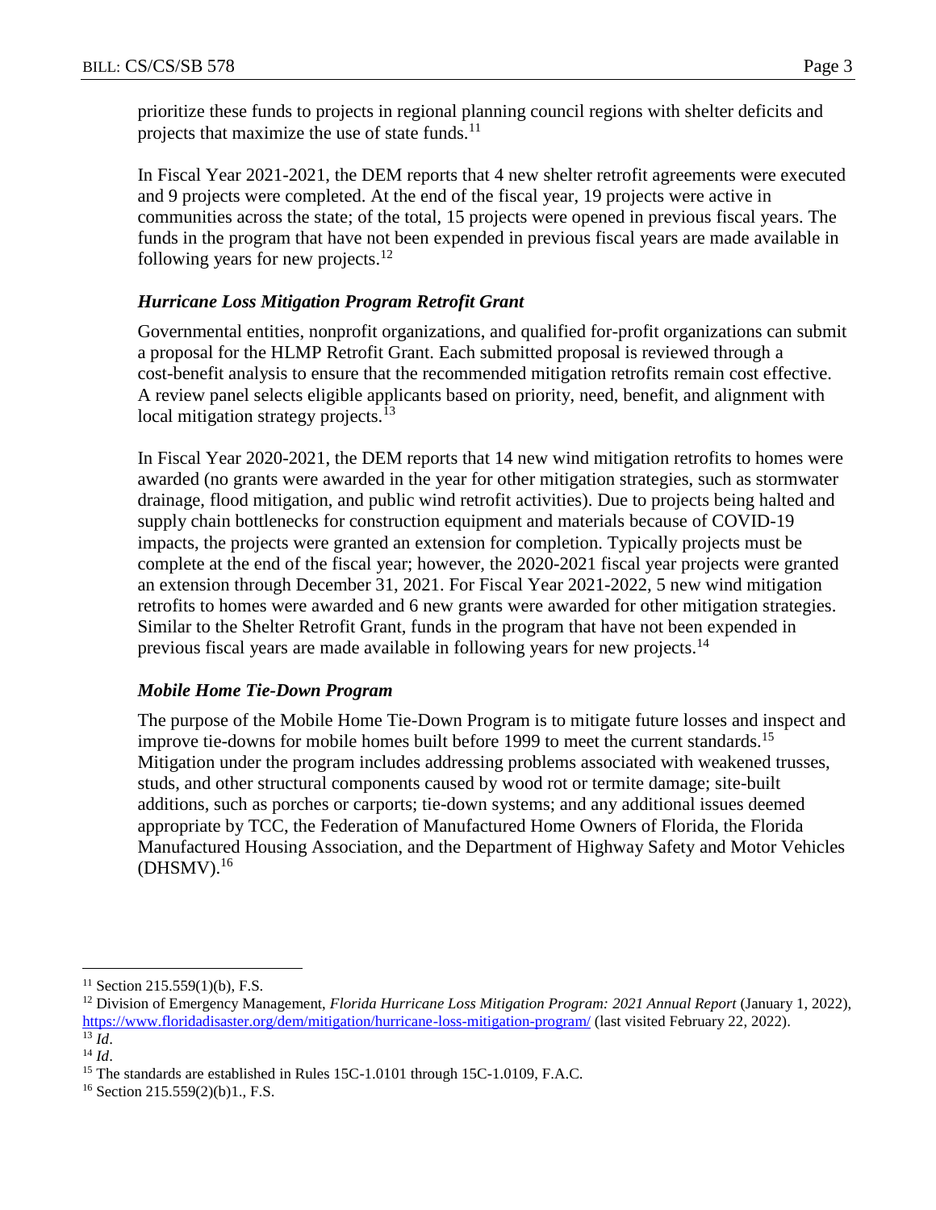prioritize these funds to projects in regional planning council regions with shelter deficits and projects that maximize the use of state funds.[11]

In Fiscal Year 2021-2021, the DEM reports that 4 new shelter retrofit agreements were executed and 9 projects were completed. At the end of the fiscal year, 19 projects were active in communities across the state; of the total, 15 projects were opened in previous fiscal years. The funds in the program that have not been expended in previous fiscal years are made available in following years for new projects.[12]

### *Hurricane Loss Mitigation Program Retrofit Grant*

Governmental entities, nonprofit organizations, and qualified for-profit organizations can submit a proposal for the HLMP Retrofit Grant. Each submitted proposal is reviewed through a cost-benefit analysis to ensure that the recommended mitigation retrofits remain cost effective. A review panel selects eligible applicants based on priority, need, benefit, and alignment with local mitigation strategy projects.[13]

In Fiscal Year 2020-2021, the DEM reports that 14 new wind mitigation retrofits to homes were awarded (no grants were awarded in the year for other mitigation strategies, such as stormwater drainage, flood mitigation, and public wind retrofit activities). Due to projects being halted and supply chain bottlenecks for construction equipment and materials because of COVID-19 impacts, the projects were granted an extension for completion. Typically projects must be complete at the end of the fiscal year; however, the 2020-2021 fiscal year projects were granted an extension through December 31, 2021. For Fiscal Year 2021-2022, 5 new wind mitigation retrofits to homes were awarded and 6 new grants were awarded for other mitigation strategies. Similar to the Shelter Retrofit Grant, funds in the program that have not been expended in previous fiscal years are made available in following years for new projects.[14]

### *Mobile Home Tie-Down Program*

The purpose of the Mobile Home Tie-Down Program is to mitigate future losses and inspect and improve tie-downs for mobile homes built before 1999 to meet the current standards.[15] Mitigation under the program includes addressing problems associated with weakened trusses, studs, and other structural components caused by wood rot or termite damage; site-built additions, such as porches or carports; tie-down systems; and any additional issues deemed appropriate by TCC, the Federation of Manufactured Home Owners of Florida, the Florida Manufactured Housing Association, and the Department of Highway Safety and Motor Vehicles (DHSMV).[16]

---

[11] Section 215.559(1)(b), F.S.

[12] Division of Emergency Management, *Florida Hurricane Loss Mitigation Program: 2021 Annual Report* (January 1, 2022), https://www.floridadisaster.org/dem/mitigation/hurricane-loss-mitigation-program/ (last visited February 22, 2022).

[13] *Id*.

[14] *Id*.

[15] The standards are established in Rules 15C-1.0101 through 15C-1.0109, F.A.C.

[16] Section 215.559(2)(b)1., F.S.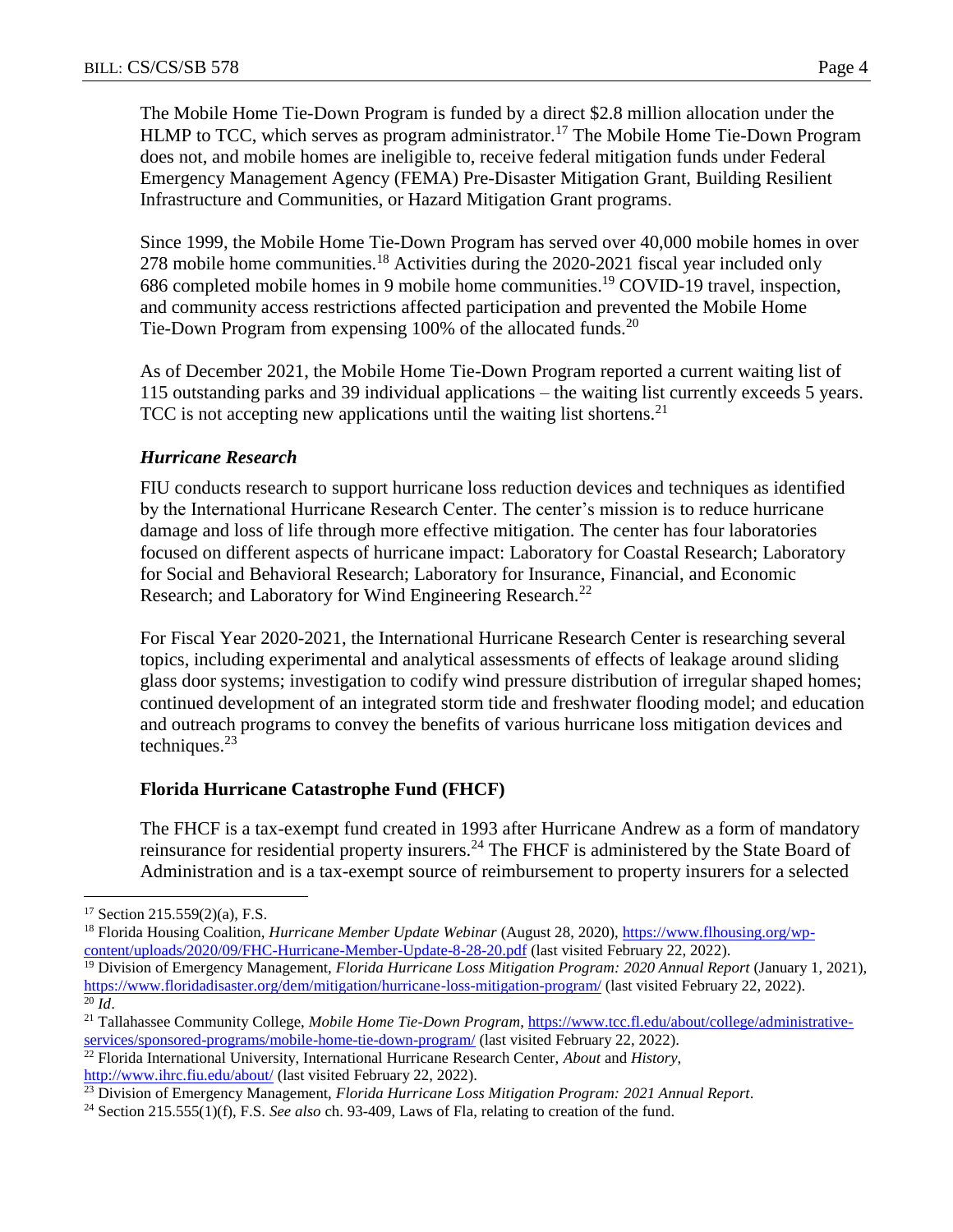The Mobile Home Tie-Down Program is funded by a direct $2.8 million allocation under the HLMP to TCC, which serves as program administrator.[17] The Mobile Home Tie-Down Program does not, and mobile homes are ineligible to, receive federal mitigation funds under Federal Emergency Management Agency (FEMA) Pre-Disaster Mitigation Grant, Building Resilient Infrastructure and Communities, or Hazard Mitigation Grant programs.

Since 1999, the Mobile Home Tie-Down Program has served over 40,000 mobile homes in over 278 mobile home communities.[18] Activities during the 2020-2021 fiscal year included only 686 completed mobile homes in 9 mobile home communities.[19] COVID-19 travel, inspection, and community access restrictions affected participation and prevented the Mobile Home Tie-Down Program from expensing 100% of the allocated funds.[20]

As of December 2021, the Mobile Home Tie-Down Program reported a current waiting list of 115 outstanding parks and 39 individual applications – the waiting list currently exceeds 5 years. TCC is not accepting new applications until the waiting list shortens.[21]

### *Hurricane Research*

FIU conducts research to support hurricane loss reduction devices and techniques as identified by the International Hurricane Research Center. The center's mission is to reduce hurricane damage and loss of life through more effective mitigation. The center has four laboratories focused on different aspects of hurricane impact: Laboratory for Coastal Research; Laboratory for Social and Behavioral Research; Laboratory for Insurance, Financial, and Economic Research; and Laboratory for Wind Engineering Research.[22]

For Fiscal Year 2020-2021, the International Hurricane Research Center is researching several topics, including experimental and analytical assessments of effects of leakage around sliding glass door systems; investigation to codify wind pressure distribution of irregular shaped homes; continued development of an integrated storm tide and freshwater flooding model; and education and outreach programs to convey the benefits of various hurricane loss mitigation devices and techniques.[23]

### **Florida Hurricane Catastrophe Fund (FHCF)**

The FHCF is a tax-exempt fund created in 1993 after Hurricane Andrew as a form of mandatory reinsurance for residential property insurers.[24] The FHCF is administered by the State Board of Administration and is a tax-exempt source of reimbursement to property insurers for a selected

---

[17] Section 215.559(2)(a), F.S.

[18] Florida Housing Coalition, *Hurricane Member Update Webinar* (August 28, 2020), https://www.flhousing.org/wp-content/uploads/2020/09/FHC-Hurricane-Member-Update-8-28-20.pdf (last visited February 22, 2022).

[19] Division of Emergency Management, *Florida Hurricane Loss Mitigation Program: 2020 Annual Report* (January 1, 2021), https://www.floridadisaster.org/dem/mitigation/hurricane-loss-mitigation-program/ (last visited February 22, 2022).

[20] *Id*.

[21] Tallahassee Community College, *Mobile Home Tie-Down Program*, https://www.tcc.fl.edu/about/college/administrative-services/sponsored-programs/mobile-home-tie-down-program/ (last visited February 22, 2022).

[22] Florida International University, International Hurricane Research Center, *About* and *History*, http://www.ihrc.fiu.edu/about/ (last visited February 22, 2022).

[23] Division of Emergency Management, *Florida Hurricane Loss Mitigation Program: 2021 Annual Report*.

[24] Section 215.555(1)(f), F.S. *See also* ch. 93-409, Laws of Fla, relating to creation of the fund.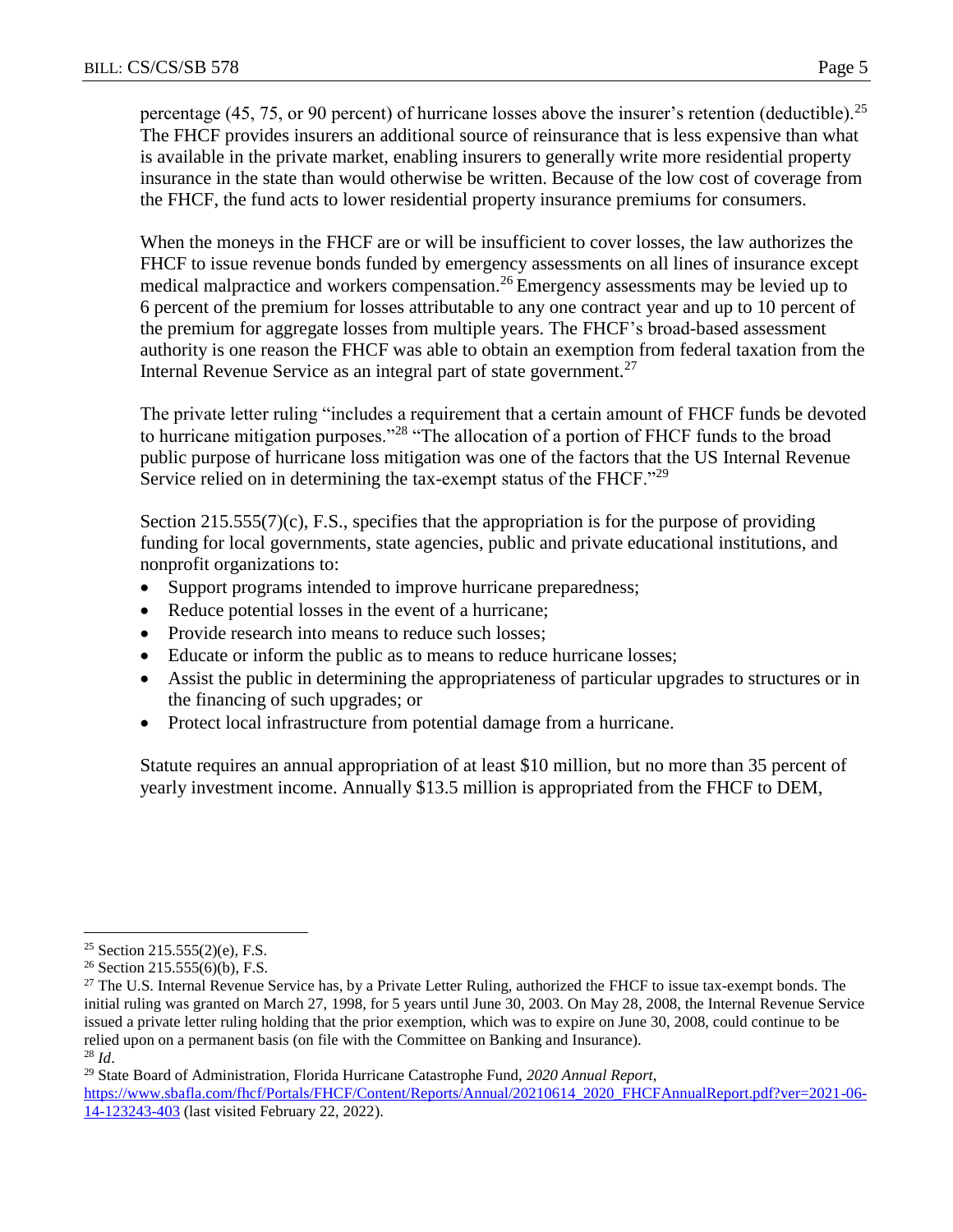percentage (45, 75, or 90 percent) of hurricane losses above the insurer's retention (deductible).[25] The FHCF provides insurers an additional source of reinsurance that is less expensive than what is available in the private market, enabling insurers to generally write more residential property insurance in the state than would otherwise be written. Because of the low cost of coverage from the FHCF, the fund acts to lower residential property insurance premiums for consumers.

When the moneys in the FHCF are or will be insufficient to cover losses, the law authorizes the FHCF to issue revenue bonds funded by emergency assessments on all lines of insurance except medical malpractice and workers compensation.[26] Emergency assessments may be levied up to 6 percent of the premium for losses attributable to any one contract year and up to 10 percent of the premium for aggregate losses from multiple years. The FHCF's broad-based assessment authority is one reason the FHCF was able to obtain an exemption from federal taxation from the Internal Revenue Service as an integral part of state government.[27]

The private letter ruling "includes a requirement that a certain amount of FHCF funds be devoted to hurricane mitigation purposes."[28] "The allocation of a portion of FHCF funds to the broad public purpose of hurricane loss mitigation was one of the factors that the US Internal Revenue Service relied on in determining the tax-exempt status of the FHCF."[29]

Section 215.555(7)(c), F.S., specifies that the appropriation is for the purpose of providing funding for local governments, state agencies, public and private educational institutions, and nonprofit organizations to:

- Support programs intended to improve hurricane preparedness;
- Reduce potential losses in the event of a hurricane;
- Provide research into means to reduce such losses;
- Educate or inform the public as to means to reduce hurricane losses;
- Assist the public in determining the appropriateness of particular upgrades to structures or in the financing of such upgrades; or
- Protect local infrastructure from potential damage from a hurricane.

Statute requires an annual appropriation of at least $10 million, but no more than 35 percent of yearly investment income. Annually $13.5 million is appropriated from the FHCF to DEM,

---

[25] Section 215.555(2)(e), F.S.

[26] Section 215.555(6)(b), F.S.

[27] The U.S. Internal Revenue Service has, by a Private Letter Ruling, authorized the FHCF to issue tax-exempt bonds. The initial ruling was granted on March 27, 1998, for 5 years until June 30, 2003. On May 28, 2008, the Internal Revenue Service issued a private letter ruling holding that the prior exemption, which was to expire on June 30, 2008, could continue to be relied upon on a permanent basis (on file with the Committee on Banking and Insurance).

[28] *Id*.

[29] State Board of Administration, Florida Hurricane Catastrophe Fund, *2020 Annual Report*, https://www.sbafla.com/fhcf/Portals/FHCF/Content/Reports/Annual/20210614_2020_FHCFAnnualReport.pdf?ver=2021-06-14-123243-403 (last visited February 22, 2022).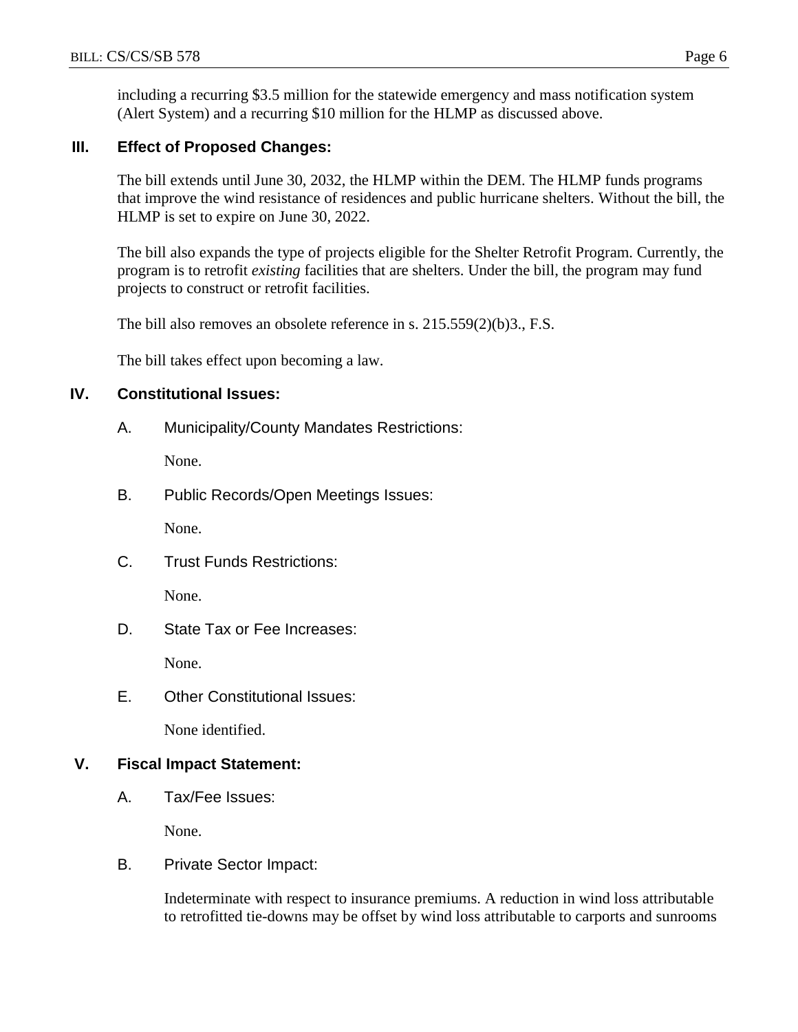including a recurring $3.5 million for the statewide emergency and mass notification system (Alert System) and a recurring $10 million for the HLMP as discussed above.

## III. Effect of Proposed Changes:

The bill extends until June 30, 2032, the HLMP within the DEM. The HLMP funds programs that improve the wind resistance of residences and public hurricane shelters. Without the bill, the HLMP is set to expire on June 30, 2022.

The bill also expands the type of projects eligible for the Shelter Retrofit Program. Currently, the program is to retrofit *existing* facilities that are shelters. Under the bill, the program may fund projects to construct or retrofit facilities.

The bill also removes an obsolete reference in s. 215.559(2)(b)3., F.S.

The bill takes effect upon becoming a law.

## IV. Constitutional Issues:

### A. Municipality/County Mandates Restrictions:

None.

### B. Public Records/Open Meetings Issues:

None.

### C. Trust Funds Restrictions:

None.

### D. State Tax or Fee Increases:

None.

### E. Other Constitutional Issues:

None identified.

## V. Fiscal Impact Statement:

### A. Tax/Fee Issues:

None.

### B. Private Sector Impact:

Indeterminate with respect to insurance premiums. A reduction in wind loss attributable to retrofitted tie-downs may be offset by wind loss attributable to carports and sunrooms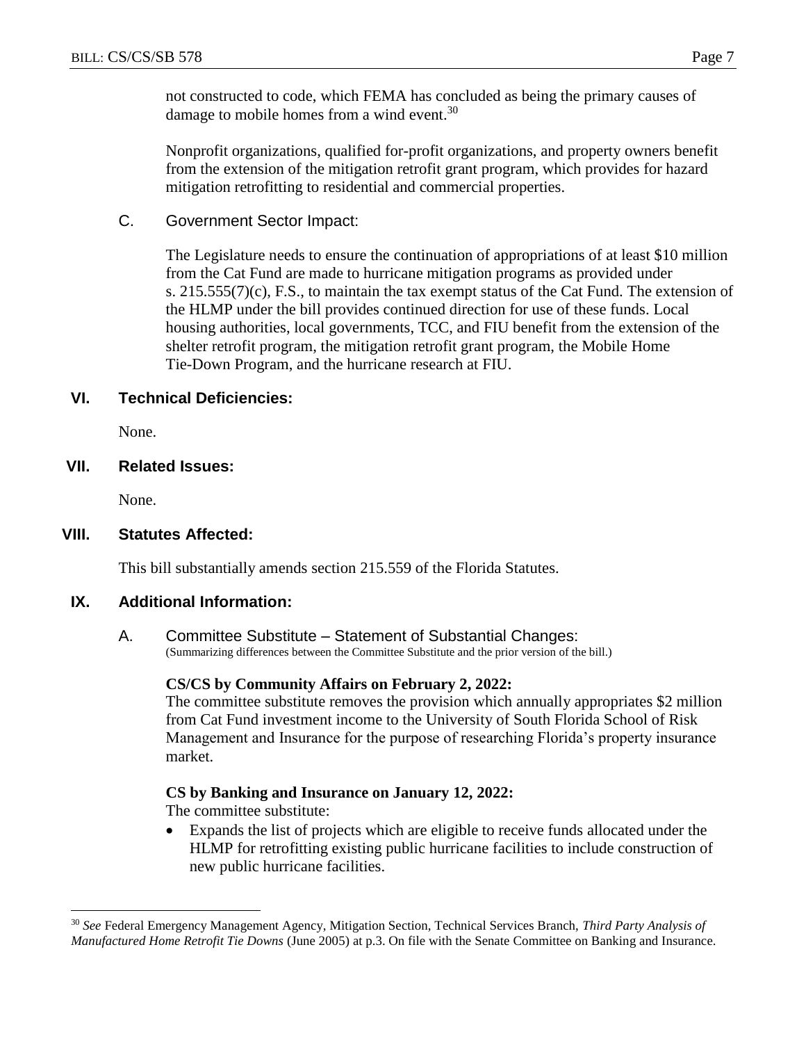not constructed to code, which FEMA has concluded as being the primary causes of damage to mobile homes from a wind event.[30]

Nonprofit organizations, qualified for-profit organizations, and property owners benefit from the extension of the mitigation retrofit grant program, which provides for hazard mitigation retrofitting to residential and commercial properties.

### C. Government Sector Impact:

The Legislature needs to ensure the continuation of appropriations of at least $10 million from the Cat Fund are made to hurricane mitigation programs as provided under s. 215.555(7)(c), F.S., to maintain the tax exempt status of the Cat Fund. The extension of the HLMP under the bill provides continued direction for use of these funds. Local housing authorities, local governments, TCC, and FIU benefit from the extension of the shelter retrofit program, the mitigation retrofit grant program, the Mobile Home Tie-Down Program, and the hurricane research at FIU.

## VI. Technical Deficiencies:

None.

## VII. Related Issues:

None.

## VIII. Statutes Affected:

This bill substantially amends section 215.559 of the Florida Statutes.

## IX. Additional Information:

### A. Committee Substitute – Statement of Substantial Changes:

(Summarizing differences between the Committee Substitute and the prior version of the bill.)

**CS/CS by Community Affairs on February 2, 2022:**

The committee substitute removes the provision which annually appropriates $2 million from Cat Fund investment income to the University of South Florida School of Risk Management and Insurance for the purpose of researching Florida's property insurance market.

**CS by Banking and Insurance on January 12, 2022:**

The committee substitute:

- Expands the list of projects which are eligible to receive funds allocated under the HLMP for retrofitting existing public hurricane facilities to include construction of new public hurricane facilities.

---

[30] *See* Federal Emergency Management Agency, Mitigation Section, Technical Services Branch, *Third Party Analysis of Manufactured Home Retrofit Tie Downs* (June 2005) at p.3. On file with the Senate Committee on Banking and Insurance.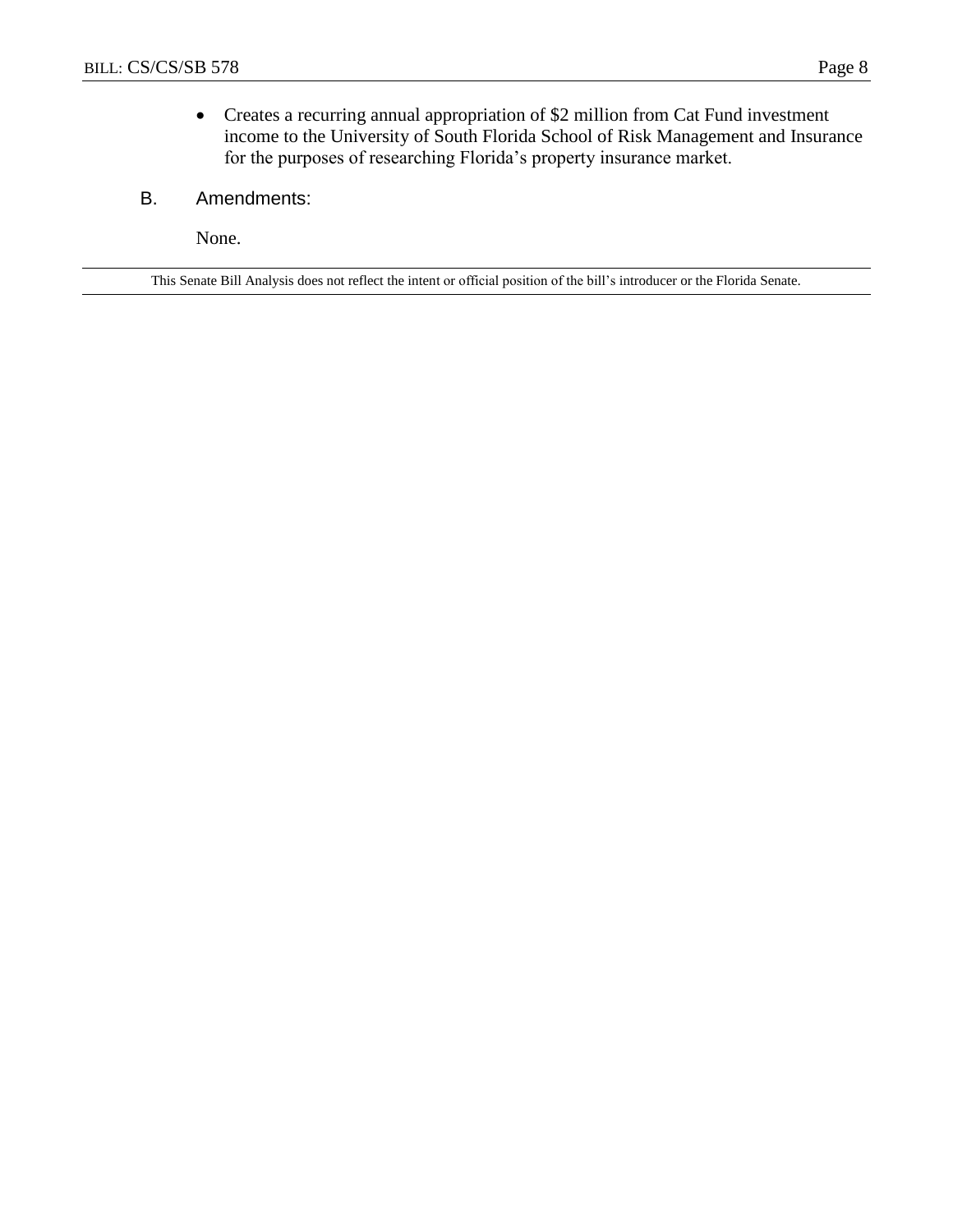- Creates a recurring annual appropriation of $2 million from Cat Fund investment income to the University of South Florida School of Risk Management and Insurance for the purposes of researching Florida's property insurance market.

B. Amendments:

None.

This Senate Bill Analysis does not reflect the intent or official position of the bill's introducer or the Florida Senate.